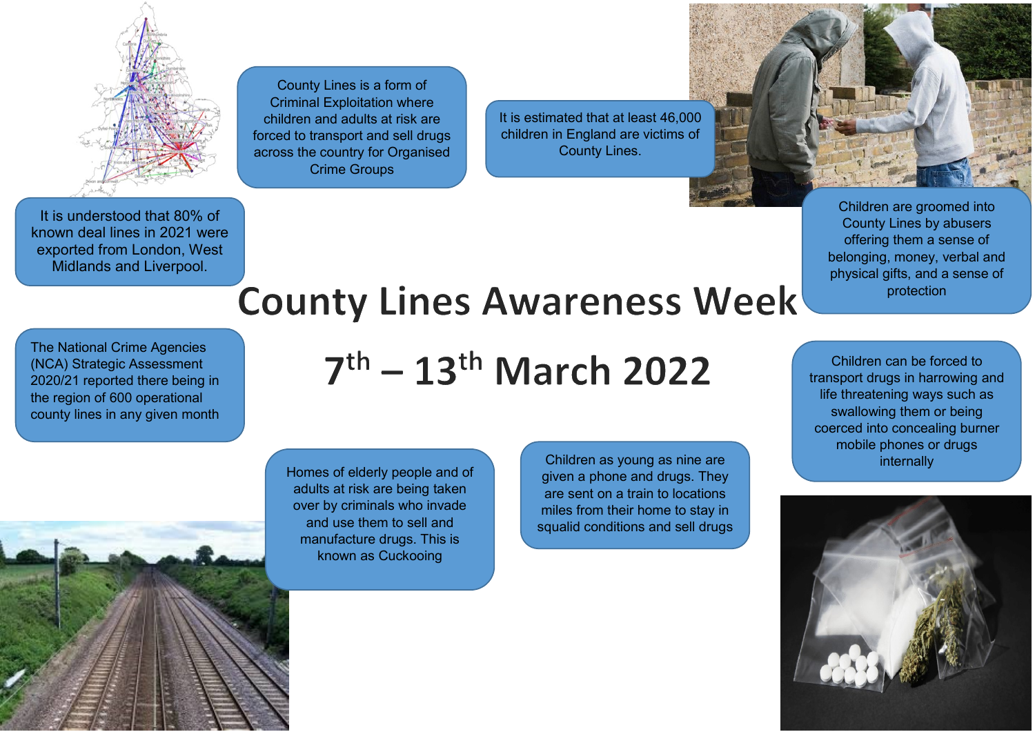# County Lines Awareness Week

## 7th – 13th March 2022

County Lines is a form of Criminal Exploitation where children and adults at risk are forced to transport and sell drugs across the country for Organised Crime Groups

It is estimated that at least 46,000 children in England are victims of County Lines.

It is understood that 80% of known deal lines in 2021 were exported from London, West Midlands and Liverpool.

Children are groomed into County Lines by abusers offering them a sense of belonging, money, verbal and physical gifts, and a sense of protection

The National Crime Agencies (NCA) Strategic Assessment 2020/21 reported there being in the region of 600 operational county lines in any given month

Children can be forced to transport drugs in harrowing and life threatening ways such as swallowing them or being coerced into concealing burner mobile phones or drugs internally

Homes of elderly people and of adults at risk are being taken over by criminals who invade and use them to sell and manufacture drugs. This is known as Cuckooing

Children as young as nine are given a phone and drugs. They are sent on a train to locations miles from their home to stay in squalid conditions and sell drugs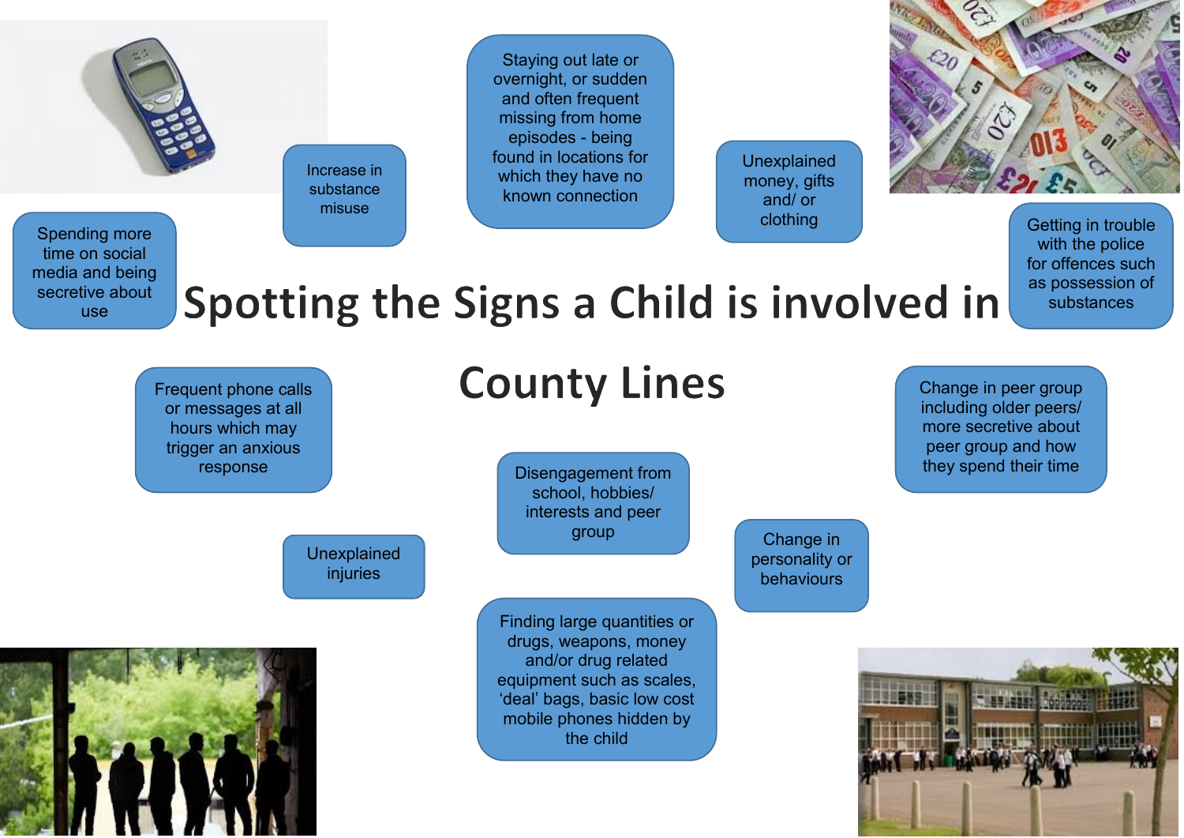# Spotting the Signs a Child is involved in County Lines

- Spending more time on social media and being secretive about use
- Increase in substance misuse
- Staying out late or overnight, or sudden and often frequent missing from home episodes - being found in locations for which they have no known connection
- Unexplained money, gifts and/ or clothing
- Getting in trouble with the police for offences such as possession of substances
- Frequent phone calls or messages at all hours which may trigger an anxious response
- Change in peer group including older peers/ more secretive about peer group and how they spend their time
- Disengagement from school, hobbies/ interests and peer group
- Unexplained injuries
- Change in personality or behaviours
- Finding large quantities or drugs, weapons, money and/or drug related equipment such as scales, 'deal' bags, basic low cost mobile phones hidden by the child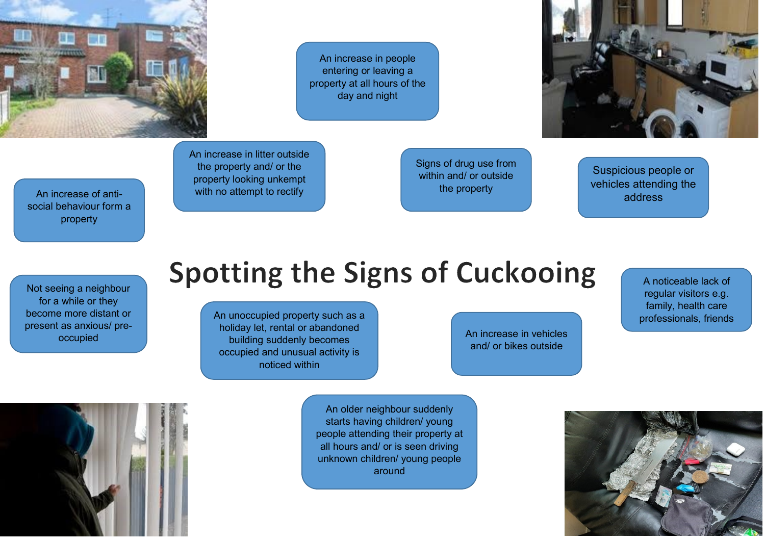# Spotting the Signs of Cuckooing

- An increase in people entering or leaving a property at all hours of the day and night
- An increase in litter outside the property and/ or the property looking unkempt with no attempt to rectify
- Signs of drug use from within and/ or outside the property
- Suspicious people or vehicles attending the address
- An increase of anti-social behaviour form a property
- Not seeing a neighbour for a while or they become more distant or present as anxious/ pre-occupied
- An unoccupied property such as a holiday let, rental or abandoned building suddenly becomes occupied and unusual activity is noticed within
- An increase in vehicles and/ or bikes outside
- A noticeable lack of regular visitors e.g. family, health care professionals, friends
- An older neighbour suddenly starts having children/ young people attending their property at all hours and/ or is seen driving unknown children/ young people around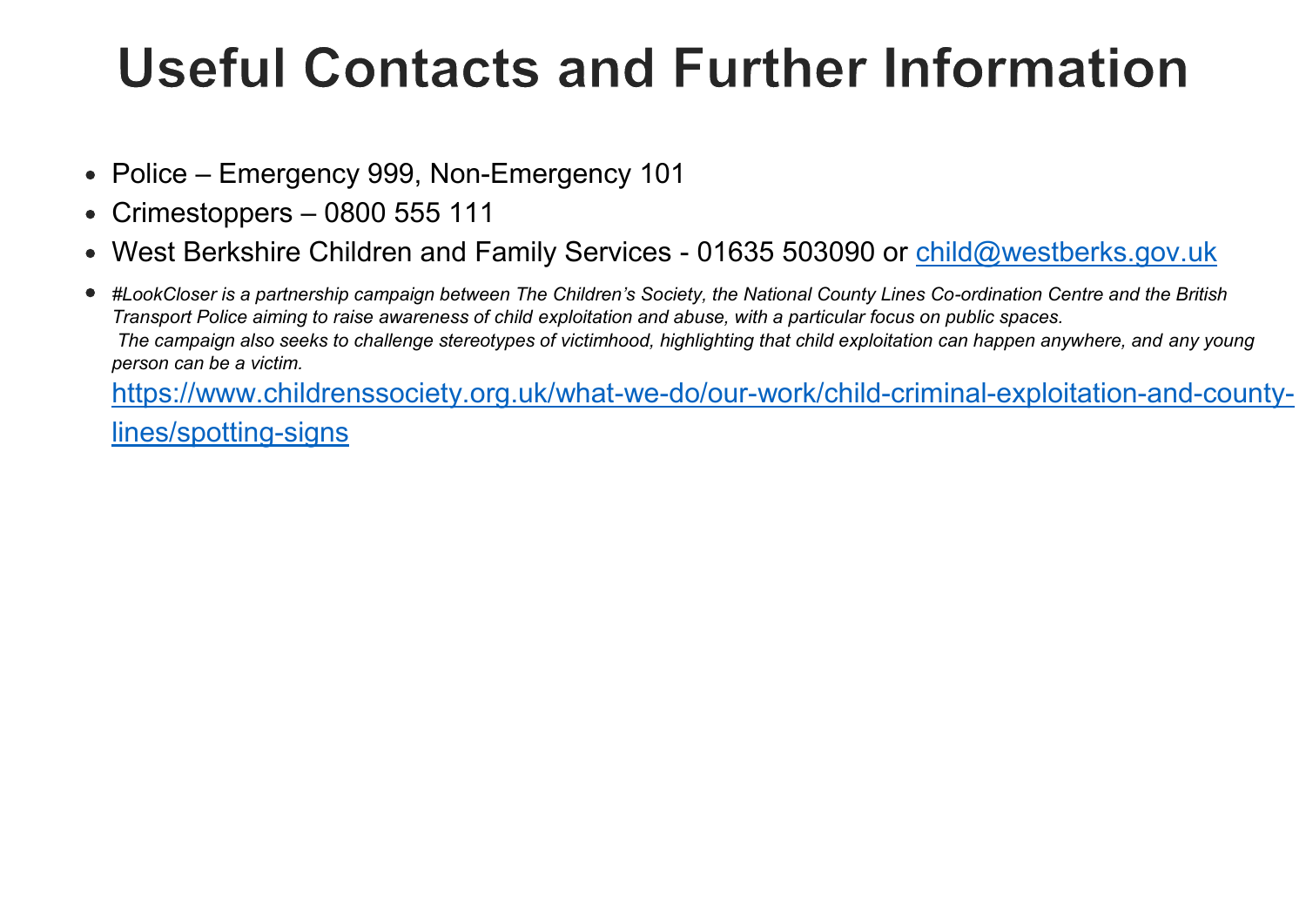# Useful Contacts and Further Information

- Police – Emergency 999, Non-Emergency 101
- Crimestoppers – 0800 555 111
- West Berkshire Children and Family Services - 01635 503090 or child@westberks.gov.uk
- *#LookCloser is a partnership campaign between The Children's Society, the National County Lines Co-ordination Centre and the British Transport Police aiming to raise awareness of child exploitation and abuse, with a particular focus on public spaces.*
  *The campaign also seeks to challenge stereotypes of victimhood, highlighting that child exploitation can happen anywhere, and any young person can be a victim.*
  https://www.childrenssociety.org.uk/what-we-do/our-work/child-criminal-exploitation-and-county-lines/spotting-signs